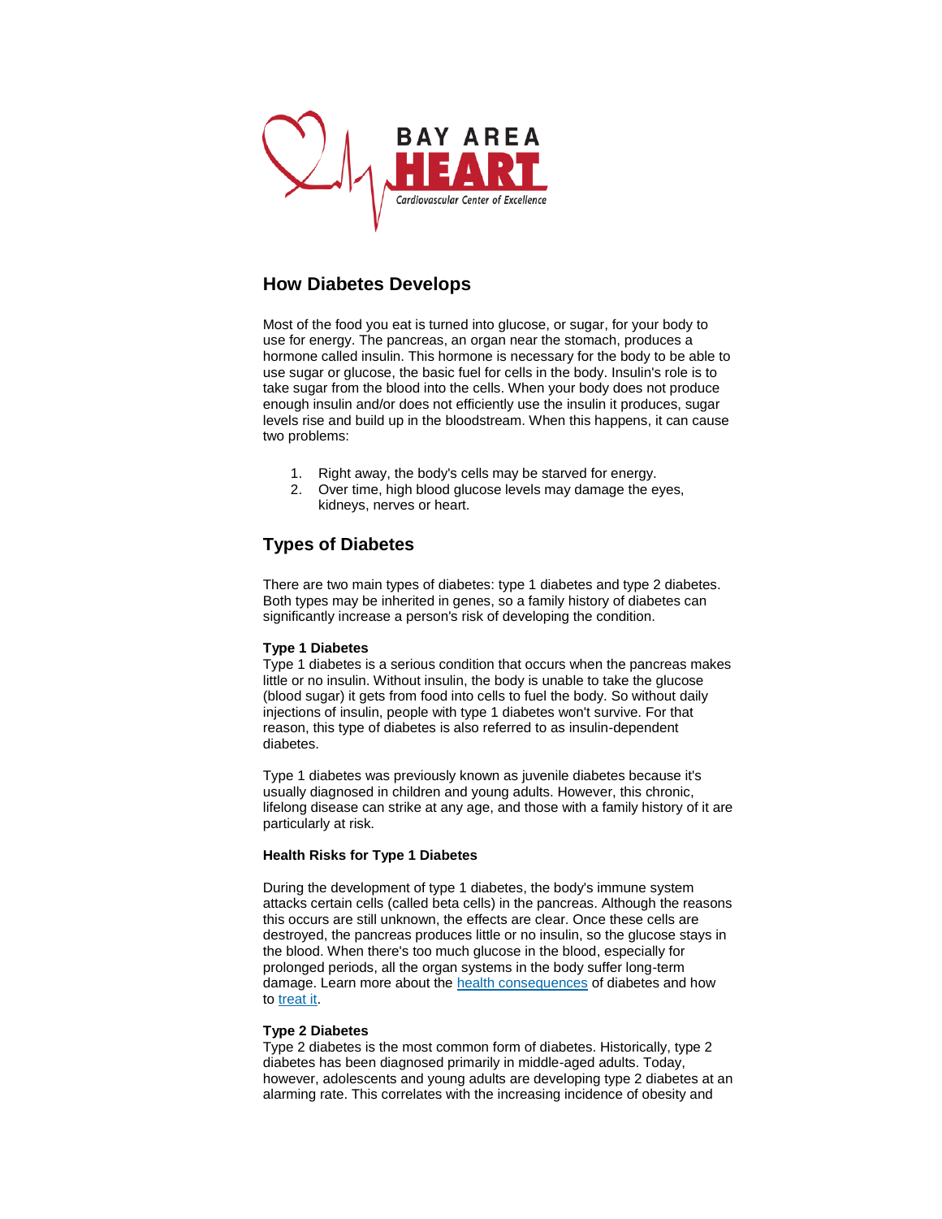## How Diabetes Develops

Most of the food you eat is turned into glucose, or sugar, for your body to use for energy. The pancreas, an organ near the stomach, produces a hormone called insulin. This hormone is necessary for the body to be able to use sugar or glucose, the basic fuel for cells in the body. Insulin's role is to take sugar from the blood into the cells. When your body does not produce enough insulin and/or does not efficiently use the insulin it produces, sugar levels rise and build up in the bloodstream. When this happens, it can cause two problems:

1. Right away, the body's cells may be starved for energy.
2. Over time, high blood glucose levels may damage the eyes, kidneys, nerves or heart.

## Types of Diabetes

There are two main types of diabetes: type 1 diabetes and type 2 diabetes. Both types may be inherited in genes, so a family history of diabetes can significantly increase a person's risk of developing the condition.

**Type 1 Diabetes**
Type 1 diabetes is a serious condition that occurs when the pancreas makes little or no insulin. Without insulin, the body is unable to take the glucose (blood sugar) it gets from food into cells to fuel the body. So without daily injections of insulin, people with type 1 diabetes won't survive. For that reason, this type of diabetes is also referred to as insulin-dependent diabetes.

Type 1 diabetes was previously known as juvenile diabetes because it's usually diagnosed in children and young adults. However, this chronic, lifelong disease can strike at any age, and those with a family history of it are particularly at risk.

**Health Risks for Type 1 Diabetes**

During the development of type 1 diabetes, the body's immune system attacks certain cells (called beta cells) in the pancreas. Although the reasons this occurs are still unknown, the effects are clear. Once these cells are destroyed, the pancreas produces little or no insulin, so the glucose stays in the blood. When there's too much glucose in the blood, especially for prolonged periods, all the organ systems in the body suffer long-term damage. Learn more about the health consequences of diabetes and how to treat it.

**Type 2 Diabetes**
Type 2 diabetes is the most common form of diabetes. Historically, type 2 diabetes has been diagnosed primarily in middle-aged adults. Today, however, adolescents and young adults are developing type 2 diabetes at an alarming rate. This correlates with the increasing incidence of obesity and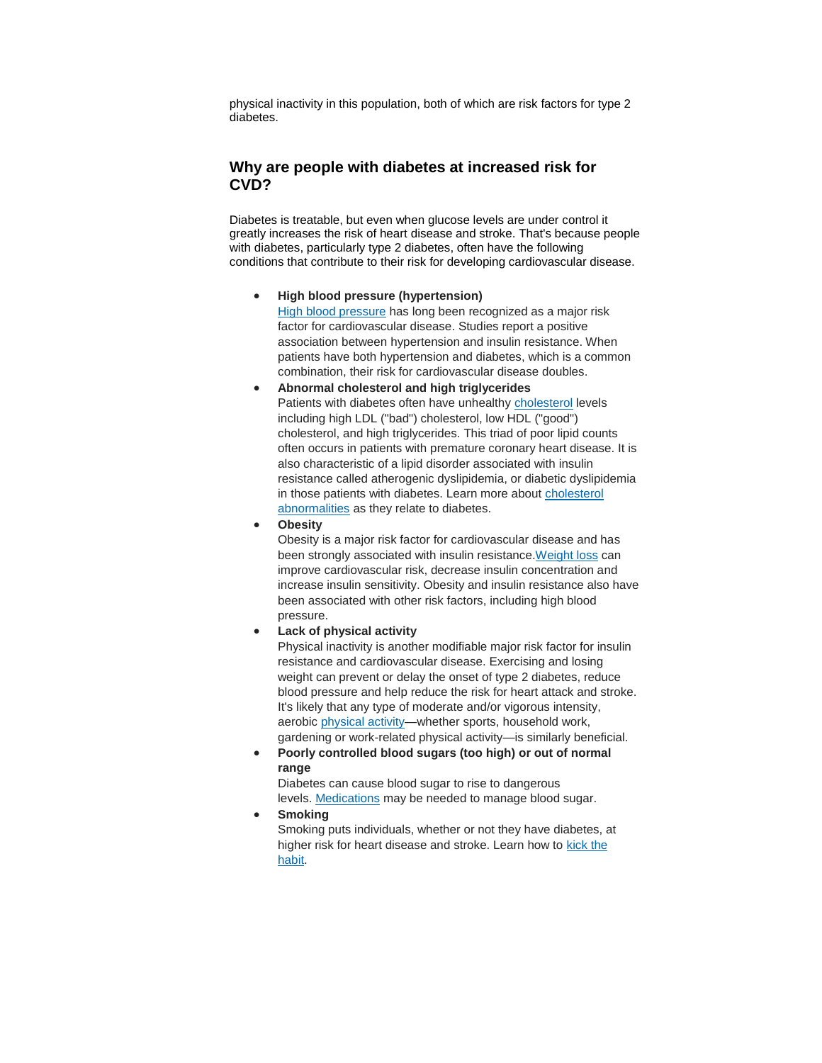physical inactivity in this population, both of which are risk factors for type 2 diabetes.

## Why are people with diabetes at increased risk for CVD?

Diabetes is treatable, but even when glucose levels are under control it greatly increases the risk of heart disease and stroke. That's because people with diabetes, particularly type 2 diabetes, often have the following conditions that contribute to their risk for developing cardiovascular disease.

- **High blood pressure (hypertension)**
  High blood pressure has long been recognized as a major risk factor for cardiovascular disease. Studies report a positive association between hypertension and insulin resistance. When patients have both hypertension and diabetes, which is a common combination, their risk for cardiovascular disease doubles.
- **Abnormal cholesterol and high triglycerides**
  Patients with diabetes often have unhealthy cholesterol levels including high LDL ("bad") cholesterol, low HDL ("good") cholesterol, and high triglycerides. This triad of poor lipid counts often occurs in patients with premature coronary heart disease. It is also characteristic of a lipid disorder associated with insulin resistance called atherogenic dyslipidemia, or diabetic dyslipidemia in those patients with diabetes. Learn more about cholesterol abnormalities as they relate to diabetes.
- **Obesity**
  Obesity is a major risk factor for cardiovascular disease and has been strongly associated with insulin resistance. Weight loss can improve cardiovascular risk, decrease insulin concentration and increase insulin sensitivity. Obesity and insulin resistance also have been associated with other risk factors, including high blood pressure.
- **Lack of physical activity**
  Physical inactivity is another modifiable major risk factor for insulin resistance and cardiovascular disease. Exercising and losing weight can prevent or delay the onset of type 2 diabetes, reduce blood pressure and help reduce the risk for heart attack and stroke. It's likely that any type of moderate and/or vigorous intensity, aerobic physical activity—whether sports, household work, gardening or work-related physical activity—is similarly beneficial.
- **Poorly controlled blood sugars (too high) or out of normal range**
  Diabetes can cause blood sugar to rise to dangerous levels. Medications may be needed to manage blood sugar.
- **Smoking**
  Smoking puts individuals, whether or not they have diabetes, at higher risk for heart disease and stroke. Learn how to kick the habit.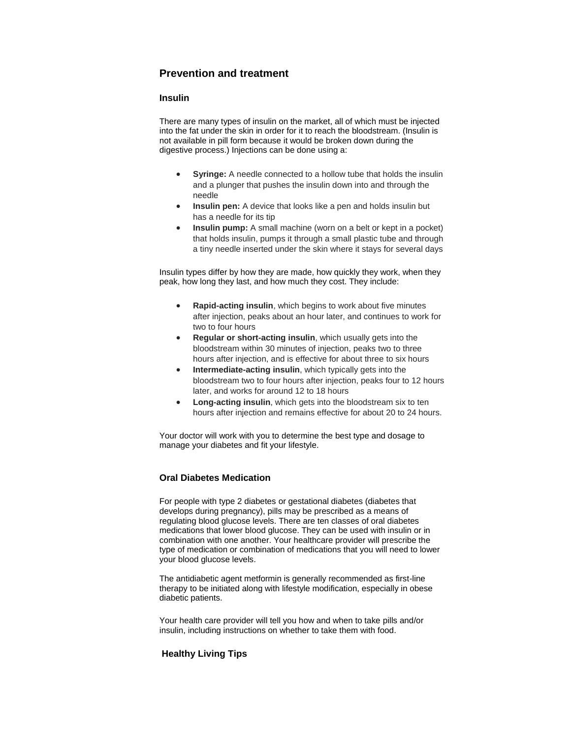## Prevention and treatment

### Insulin

There are many types of insulin on the market, all of which must be injected into the fat under the skin in order for it to reach the bloodstream. (Insulin is not available in pill form because it would be broken down during the digestive process.) Injections can be done using a:

- **Syringe:** A needle connected to a hollow tube that holds the insulin and a plunger that pushes the insulin down into and through the needle
- **Insulin pen:** A device that looks like a pen and holds insulin but has a needle for its tip
- **Insulin pump:** A small machine (worn on a belt or kept in a pocket) that holds insulin, pumps it through a small plastic tube and through a tiny needle inserted under the skin where it stays for several days

Insulin types differ by how they are made, how quickly they work, when they peak, how long they last, and how much they cost. They include:

- **Rapid-acting insulin**, which begins to work about five minutes after injection, peaks about an hour later, and continues to work for two to four hours
- **Regular or short-acting insulin**, which usually gets into the bloodstream within 30 minutes of injection, peaks two to three hours after injection, and is effective for about three to six hours
- **Intermediate-acting insulin**, which typically gets into the bloodstream two to four hours after injection, peaks four to 12 hours later, and works for around 12 to 18 hours
- **Long-acting insulin**, which gets into the bloodstream six to ten hours after injection and remains effective for about 20 to 24 hours.

Your doctor will work with you to determine the best type and dosage to manage your diabetes and fit your lifestyle.

### Oral Diabetes Medication

For people with type 2 diabetes or gestational diabetes (diabetes that develops during pregnancy), pills may be prescribed as a means of regulating blood glucose levels. There are ten classes of oral diabetes medications that lower blood glucose. They can be used with insulin or in combination with one another. Your healthcare provider will prescribe the type of medication or combination of medications that you will need to lower your blood glucose levels.

The antidiabetic agent metformin is generally recommended as first-line therapy to be initiated along with lifestyle modification, especially in obese diabetic patients.

Your health care provider will tell you how and when to take pills and/or insulin, including instructions on whether to take them with food.

### Healthy Living Tips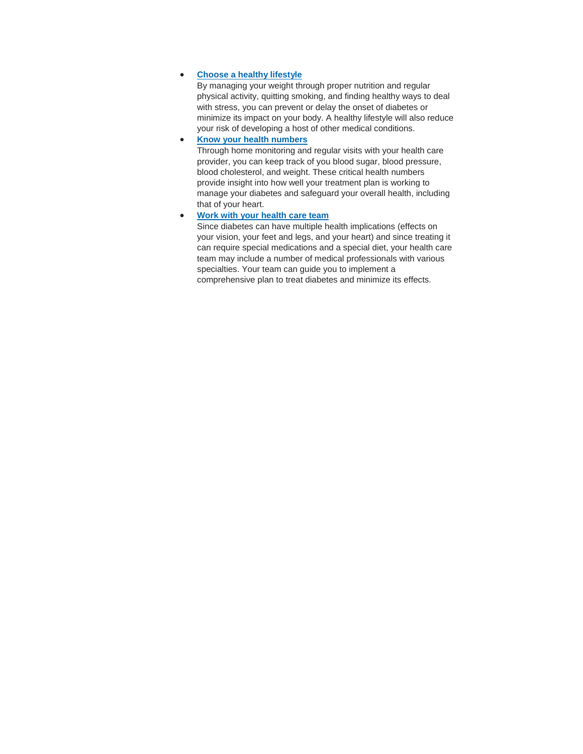- **Choose a healthy lifestyle**
  By managing your weight through proper nutrition and regular physical activity, quitting smoking, and finding healthy ways to deal with stress, you can prevent or delay the onset of diabetes or minimize its impact on your body. A healthy lifestyle will also reduce your risk of developing a host of other medical conditions.
- **Know your health numbers**
  Through home monitoring and regular visits with your health care provider, you can keep track of you blood sugar, blood pressure, blood cholesterol, and weight. These critical health numbers provide insight into how well your treatment plan is working to manage your diabetes and safeguard your overall health, including that of your heart.
- **Work with your health care team**
  Since diabetes can have multiple health implications (effects on your vision, your feet and legs, and your heart) and since treating it can require special medications and a special diet, your health care team may include a number of medical professionals with various specialties. Your team can guide you to implement a comprehensive plan to treat diabetes and minimize its effects.